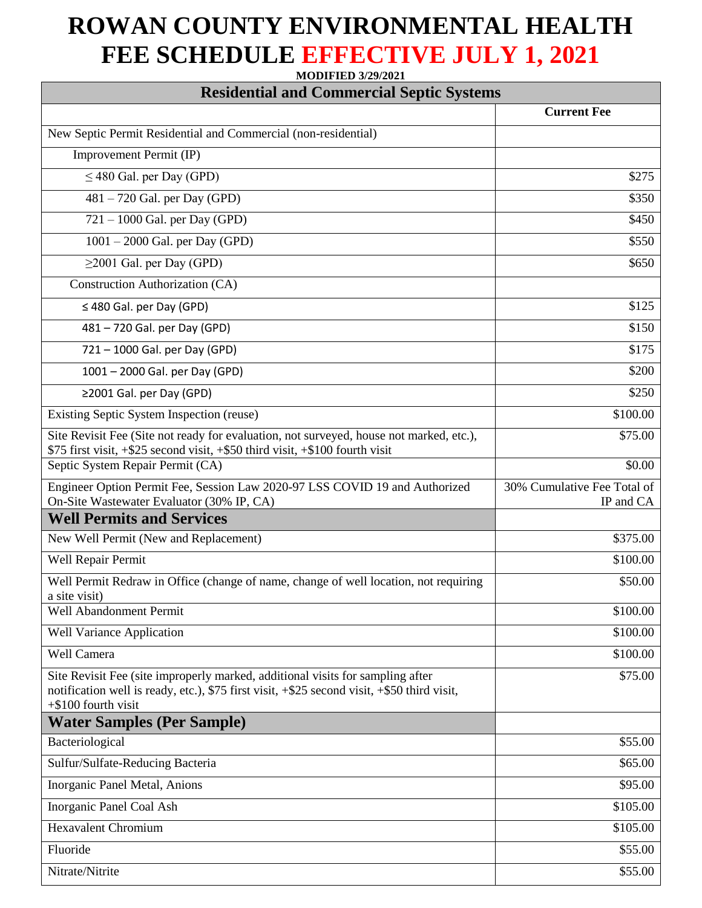# ROWAN COUNTY ENVIRONMENTAL HEALTH FEE SCHEDULE EFFECTIVE JULY 1, 2021

**MODIFIED 3/29/2021**

| Residential and Commercial Septic Systems | |
|---|---|
| | **Current Fee** |
| New Septic Permit Residential and Commercial (non-residential) | |
| Improvement Permit (IP) | |
| ≤ 480 Gal. per Day (GPD) | $275 |
| 481 – 720 Gal. per Day (GPD) | $350 |
| 721 – 1000 Gal. per Day (GPD) | $450 |
| 1001 – 2000 Gal. per Day (GPD) | $550 |
| ≥2001 Gal. per Day (GPD) | $650 |
| Construction Authorization (CA) | |
| ≤ 480 Gal. per Day (GPD) | $125 |
| 481 – 720 Gal. per Day (GPD) | $150 |
| 721 – 1000 Gal. per Day (GPD) | $175 |
| 1001 – 2000 Gal. per Day (GPD) | $200 |
| ≥2001 Gal. per Day (GPD) | $250 |
| Existing Septic System Inspection (reuse) | $100.00 |
| Site Revisit Fee (Site not ready for evaluation, not surveyed, house not marked, etc.), $75 first visit, +$25 second visit, +$50 third visit, +$100 fourth visit | $75.00 |
| Septic System Repair Permit (CA) | $0.00 |
| Engineer Option Permit Fee, Session Law 2020-97 LSS COVID 19 and Authorized On-Site Wastewater Evaluator (30% IP, CA) | 30% Cumulative Fee Total of IP and CA |
| **Well Permits and Services** | |
| New Well Permit (New and Replacement) | $375.00 |
| Well Repair Permit | $100.00 |
| Well Permit Redraw in Office (change of name, change of well location, not requiring a site visit) | $50.00 |
| Well Abandonment Permit | $100.00 |
| Well Variance Application | $100.00 |
| Well Camera | $100.00 |
| Site Revisit Fee (site improperly marked, additional visits for sampling after notification well is ready, etc.), $75 first visit, +$25 second visit, +$50 third visit, +$100 fourth visit | $75.00 |
| **Water Samples (Per Sample)** | |
| Bacteriological | $55.00 |
| Sulfur/Sulfate-Reducing Bacteria | $65.00 |
| Inorganic Panel Metal, Anions | $95.00 |
| Inorganic Panel Coal Ash | $105.00 |
| Hexavalent Chromium | $105.00 |
| Fluoride | $55.00 |
| Nitrate/Nitrite | $55.00 |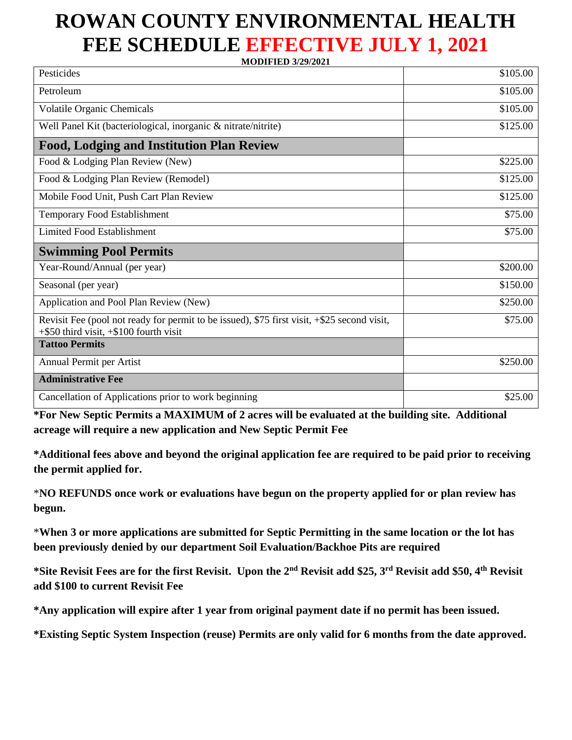# ROWAN COUNTY ENVIRONMENTAL HEALTH FEE SCHEDULE EFFECTIVE JULY 1, 2021

**MODIFIED 3/29/2021**

| | |
|---|---|
| Pesticides | $105.00 |
| Petroleum | $105.00 |
| Volatile Organic Chemicals | $105.00 |
| Well Panel Kit (bacteriological, inorganic & nitrate/nitrite) | $125.00 |
| **Food, Lodging and Institution Plan Review** | |
| Food & Lodging Plan Review (New) | $225.00 |
| Food & Lodging Plan Review (Remodel) | $125.00 |
| Mobile Food Unit, Push Cart Plan Review | $125.00 |
| Temporary Food Establishment | $75.00 |
| Limited Food Establishment | $75.00 |
| **Swimming Pool Permits** | |
| Year-Round/Annual (per year) | $200.00 |
| Seasonal (per year) | $150.00 |
| Application and Pool Plan Review (New) | $250.00 |
| Revisit Fee (pool not ready for permit to be issued), $75 first visit, +$25 second visit, +$50 third visit, +$100 fourth visit | $75.00 |
| **Tattoo Permits** | |
| Annual Permit per Artist | $250.00 |
| **Administrative Fee** | |
| Cancellation of Applications prior to work beginning | $25.00 |

**\*For New Septic Permits a MAXIMUM of 2 acres will be evaluated at the building site. Additional acreage will require a new application and New Septic Permit Fee**

**\*Additional fees above and beyond the original application fee are required to be paid prior to receiving the permit applied for.**

\***NO REFUNDS once work or evaluations have begun on the property applied for or plan review has begun.**

\***When 3 or more applications are submitted for Septic Permitting in the same location or the lot has been previously denied by our department Soil Evaluation/Backhoe Pits are required**

**\*Site Revisit Fees are for the first Revisit. Upon the 2nd Revisit add $25, 3rd Revisit add $50, 4th Revisit add $100 to current Revisit Fee**

**\*Any application will expire after 1 year from original payment date if no permit has been issued.**

**\*Existing Septic System Inspection (reuse) Permits are only valid for 6 months from the date approved.**